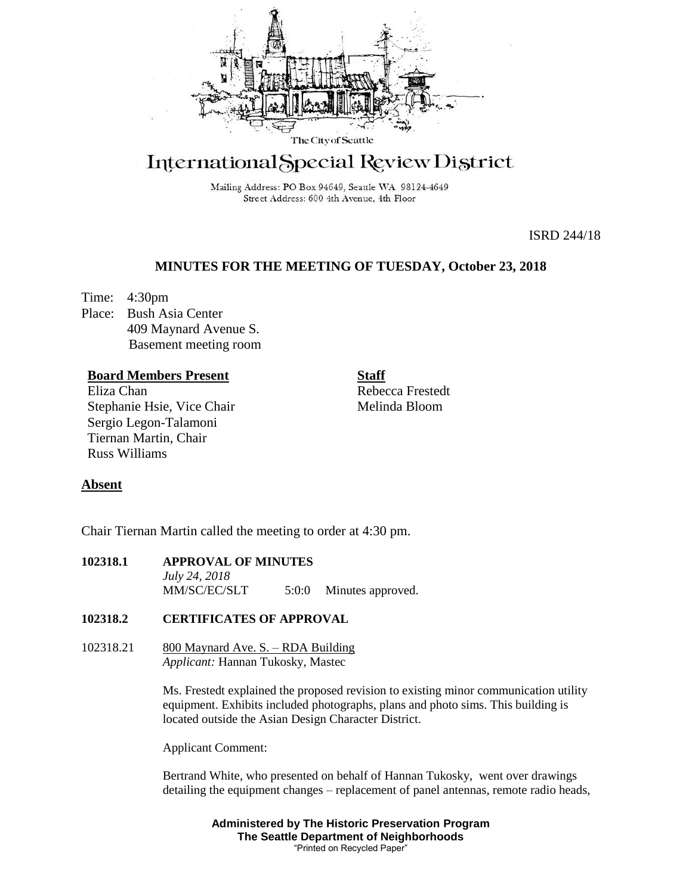The City of Seattle

# International Special Review District

Mailing Address: PO Box 94649, Seattle WA 98124-4649
Street Address: 600 4th Avenue, 4th Floor

ISRD 244/18

## MINUTES FOR THE MEETING OF TUESDAY, October 23, 2018

Time: 4:30pm
Place: Bush Asia Center
409 Maynard Avenue S.
Basement meeting room

**Board Members Present**
Eliza Chan
Stephanie Hsie, Vice Chair
Sergio Legon-Talamoni
Tiernan Martin, Chair
Russ Williams

**Staff**
Rebecca Frestedt
Melinda Bloom

**Absent**

Chair Tiernan Martin called the meeting to order at 4:30 pm.

**102318.1 APPROVAL OF MINUTES**
*July 24, 2018*
MM/SC/EC/SLT 5:0:0 Minutes approved.

**102318.2 CERTIFICATES OF APPROVAL**

102318.21 800 Maynard Ave. S. – RDA Building
*Applicant:* Hannan Tukosky, Mastec

Ms. Frestedt explained the proposed revision to existing minor communication utility equipment. Exhibits included photographs, plans and photo sims. This building is located outside the Asian Design Character District.

Applicant Comment:

Bertrand White, who presented on behalf of Hannan Tukosky, went over drawings detailing the equipment changes – replacement of panel antennas, remote radio heads,

Administered by The Historic Preservation Program
The Seattle Department of Neighborhoods
"Printed on Recycled Paper"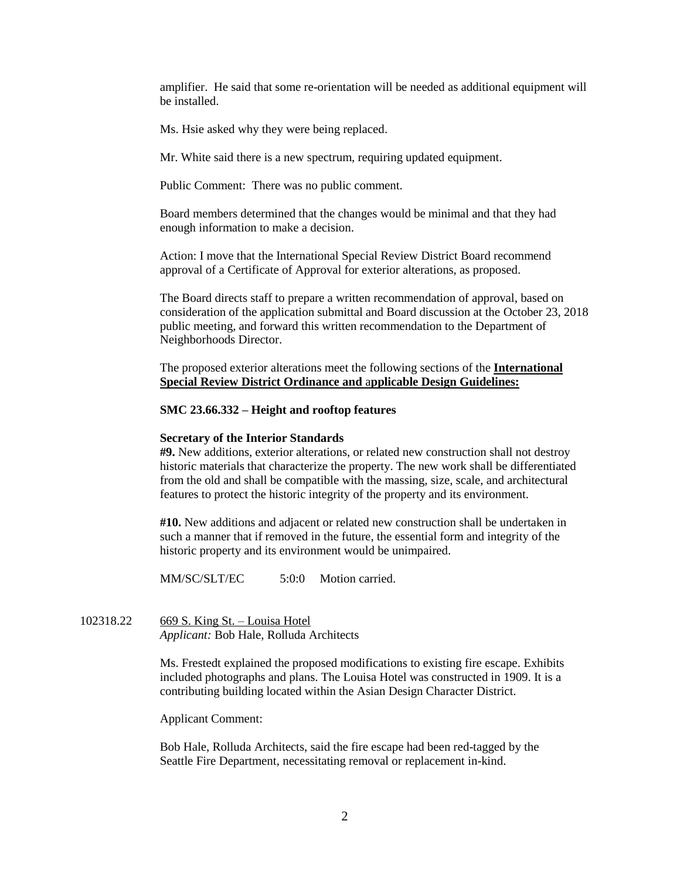amplifier. He said that some re-orientation will be needed as additional equipment will be installed.

Ms. Hsie asked why they were being replaced.

Mr. White said there is a new spectrum, requiring updated equipment.

Public Comment: There was no public comment.

Board members determined that the changes would be minimal and that they had enough information to make a decision.

Action: I move that the International Special Review District Board recommend approval of a Certificate of Approval for exterior alterations, as proposed.

The Board directs staff to prepare a written recommendation of approval, based on consideration of the application submittal and Board discussion at the October 23, 2018 public meeting, and forward this written recommendation to the Department of Neighborhoods Director.

The proposed exterior alterations meet the following sections of the **International Special Review District Ordinance and applicable Design Guidelines:**

**SMC 23.66.332 – Height and rooftop features**

**Secretary of the Interior Standards**

**#9.** New additions, exterior alterations, or related new construction shall not destroy historic materials that characterize the property. The new work shall be differentiated from the old and shall be compatible with the massing, size, scale, and architectural features to protect the historic integrity of the property and its environment.

**#10.** New additions and adjacent or related new construction shall be undertaken in such a manner that if removed in the future, the essential form and integrity of the historic property and its environment would be unimpaired.

MM/SC/SLT/EC 5:0:0 Motion carried.

102318.22 669 S. King St. – Louisa Hotel
*Applicant:* Bob Hale, Rolluda Architects

Ms. Frestedt explained the proposed modifications to existing fire escape. Exhibits included photographs and plans. The Louisa Hotel was constructed in 1909. It is a contributing building located within the Asian Design Character District.

Applicant Comment:

Bob Hale, Rolluda Architects, said the fire escape had been red-tagged by the Seattle Fire Department, necessitating removal or replacement in-kind.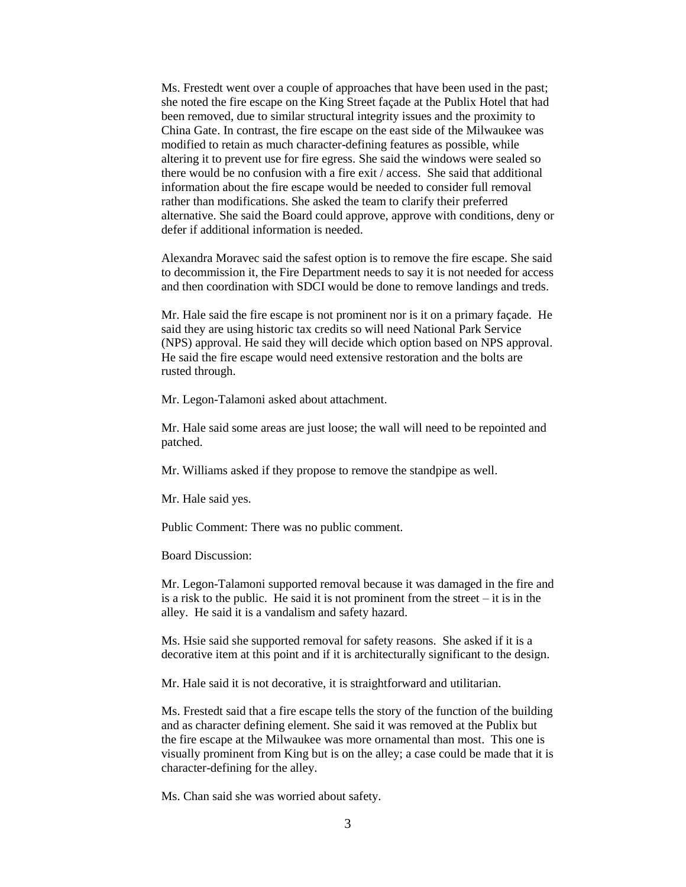Ms. Frestedt went over a couple of approaches that have been used in the past; she noted the fire escape on the King Street façade at the Publix Hotel that had been removed, due to similar structural integrity issues and the proximity to China Gate. In contrast, the fire escape on the east side of the Milwaukee was modified to retain as much character-defining features as possible, while altering it to prevent use for fire egress. She said the windows were sealed so there would be no confusion with a fire exit / access. She said that additional information about the fire escape would be needed to consider full removal rather than modifications. She asked the team to clarify their preferred alternative. She said the Board could approve, approve with conditions, deny or defer if additional information is needed.

Alexandra Moravec said the safest option is to remove the fire escape. She said to decommission it, the Fire Department needs to say it is not needed for access and then coordination with SDCI would be done to remove landings and treds.

Mr. Hale said the fire escape is not prominent nor is it on a primary façade. He said they are using historic tax credits so will need National Park Service (NPS) approval. He said they will decide which option based on NPS approval. He said the fire escape would need extensive restoration and the bolts are rusted through.

Mr. Legon-Talamoni asked about attachment.

Mr. Hale said some areas are just loose; the wall will need to be repointed and patched.

Mr. Williams asked if they propose to remove the standpipe as well.

Mr. Hale said yes.

Public Comment: There was no public comment.

Board Discussion:

Mr. Legon-Talamoni supported removal because it was damaged in the fire and is a risk to the public. He said it is not prominent from the street – it is in the alley. He said it is a vandalism and safety hazard.

Ms. Hsie said she supported removal for safety reasons. She asked if it is a decorative item at this point and if it is architecturally significant to the design.

Mr. Hale said it is not decorative, it is straightforward and utilitarian.

Ms. Frestedt said that a fire escape tells the story of the function of the building and as character defining element. She said it was removed at the Publix but the fire escape at the Milwaukee was more ornamental than most. This one is visually prominent from King but is on the alley; a case could be made that it is character-defining for the alley.

Ms. Chan said she was worried about safety.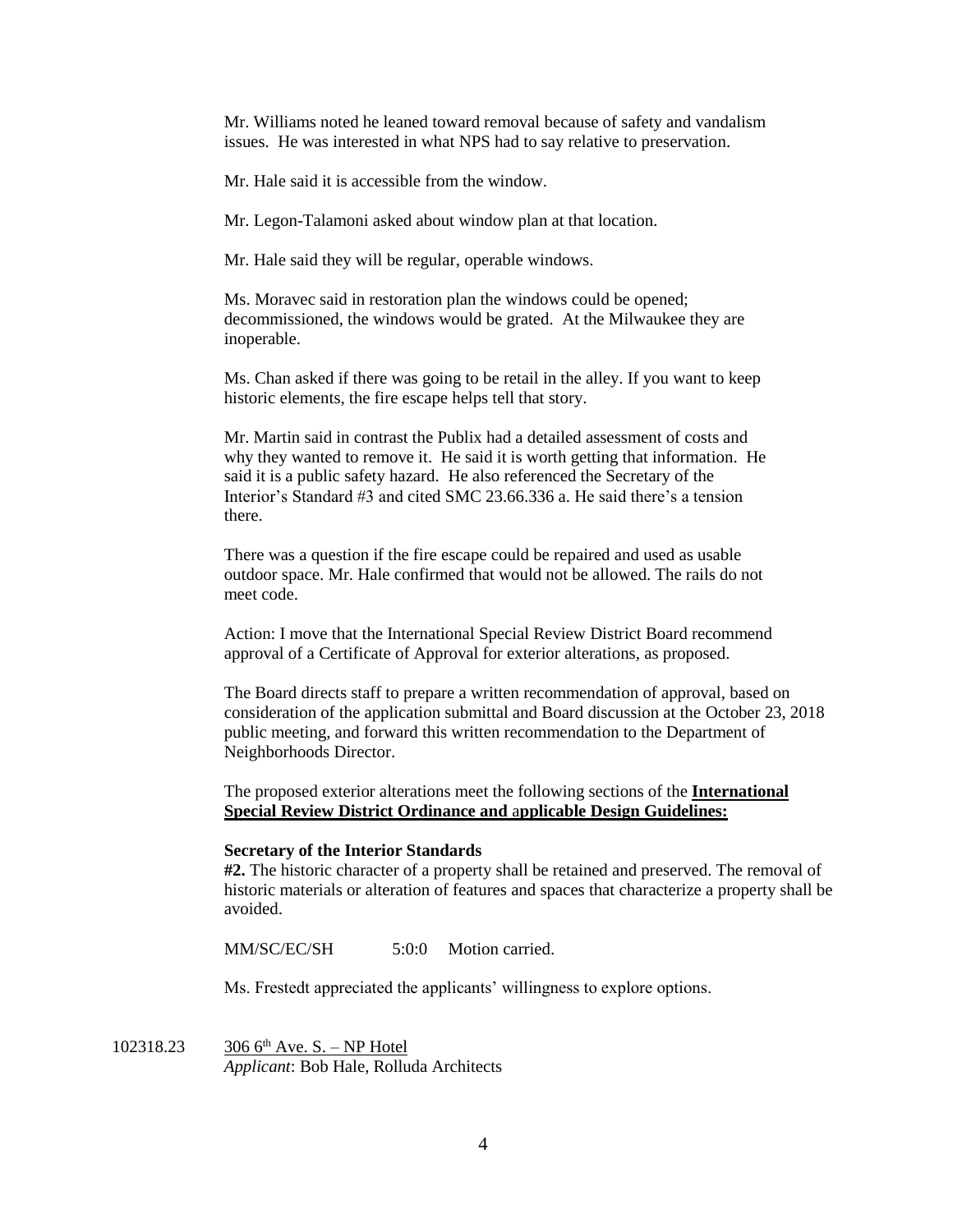Mr. Williams noted he leaned toward removal because of safety and vandalism issues. He was interested in what NPS had to say relative to preservation.

Mr. Hale said it is accessible from the window.

Mr. Legon-Talamoni asked about window plan at that location.

Mr. Hale said they will be regular, operable windows.

Ms. Moravec said in restoration plan the windows could be opened; decommissioned, the windows would be grated. At the Milwaukee they are inoperable.

Ms. Chan asked if there was going to be retail in the alley. If you want to keep historic elements, the fire escape helps tell that story.

Mr. Martin said in contrast the Publix had a detailed assessment of costs and why they wanted to remove it. He said it is worth getting that information. He said it is a public safety hazard. He also referenced the Secretary of the Interior's Standard #3 and cited SMC 23.66.336 a. He said there's a tension there.

There was a question if the fire escape could be repaired and used as usable outdoor space. Mr. Hale confirmed that would not be allowed. The rails do not meet code.

Action: I move that the International Special Review District Board recommend approval of a Certificate of Approval for exterior alterations, as proposed.

The Board directs staff to prepare a written recommendation of approval, based on consideration of the application submittal and Board discussion at the October 23, 2018 public meeting, and forward this written recommendation to the Department of Neighborhoods Director.

The proposed exterior alterations meet the following sections of the **International Special Review District Ordinance and applicable Design Guidelines:**

**Secretary of the Interior Standards**

**#2.** The historic character of a property shall be retained and preserved. The removal of historic materials or alteration of features and spaces that characterize a property shall be avoided.

MM/SC/EC/SH 5:0:0 Motion carried.

Ms. Frestedt appreciated the applicants' willingness to explore options.

102318.23 306 6th Ave. S. – NP Hotel
*Applicant*: Bob Hale, Rolluda Architects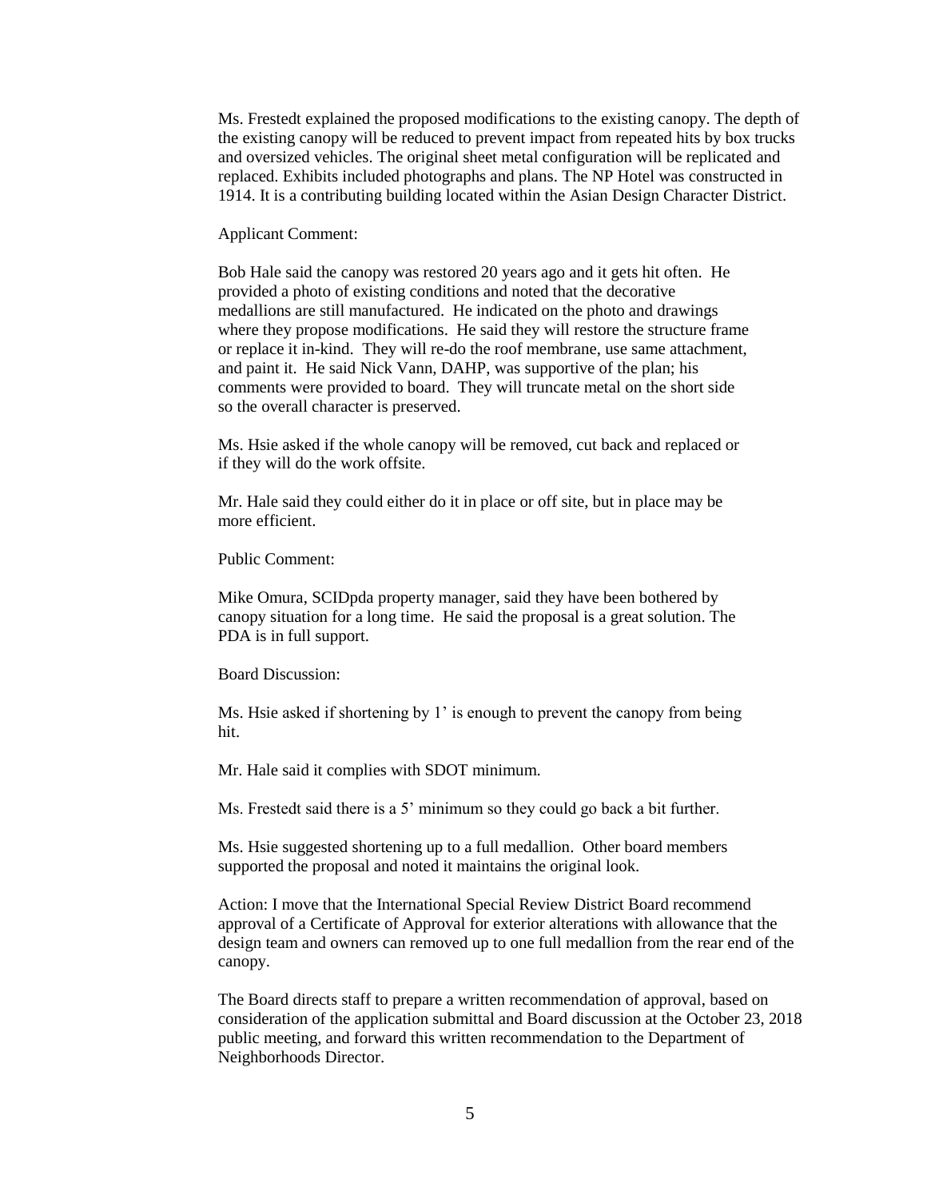Ms. Frestedt explained the proposed modifications to the existing canopy. The depth of the existing canopy will be reduced to prevent impact from repeated hits by box trucks and oversized vehicles. The original sheet metal configuration will be replicated and replaced. Exhibits included photographs and plans. The NP Hotel was constructed in 1914. It is a contributing building located within the Asian Design Character District.

Applicant Comment:

Bob Hale said the canopy was restored 20 years ago and it gets hit often. He provided a photo of existing conditions and noted that the decorative medallions are still manufactured. He indicated on the photo and drawings where they propose modifications. He said they will restore the structure frame or replace it in-kind. They will re-do the roof membrane, use same attachment, and paint it. He said Nick Vann, DAHP, was supportive of the plan; his comments were provided to board. They will truncate metal on the short side so the overall character is preserved.

Ms. Hsie asked if the whole canopy will be removed, cut back and replaced or if they will do the work offsite.

Mr. Hale said they could either do it in place or off site, but in place may be more efficient.

Public Comment:

Mike Omura, SCIDpda property manager, said they have been bothered by canopy situation for a long time. He said the proposal is a great solution. The PDA is in full support.

Board Discussion:

Ms. Hsie asked if shortening by 1' is enough to prevent the canopy from being hit.

Mr. Hale said it complies with SDOT minimum.

Ms. Frestedt said there is a 5' minimum so they could go back a bit further.

Ms. Hsie suggested shortening up to a full medallion. Other board members supported the proposal and noted it maintains the original look.

Action: I move that the International Special Review District Board recommend approval of a Certificate of Approval for exterior alterations with allowance that the design team and owners can removed up to one full medallion from the rear end of the canopy.

The Board directs staff to prepare a written recommendation of approval, based on consideration of the application submittal and Board discussion at the October 23, 2018 public meeting, and forward this written recommendation to the Department of Neighborhoods Director.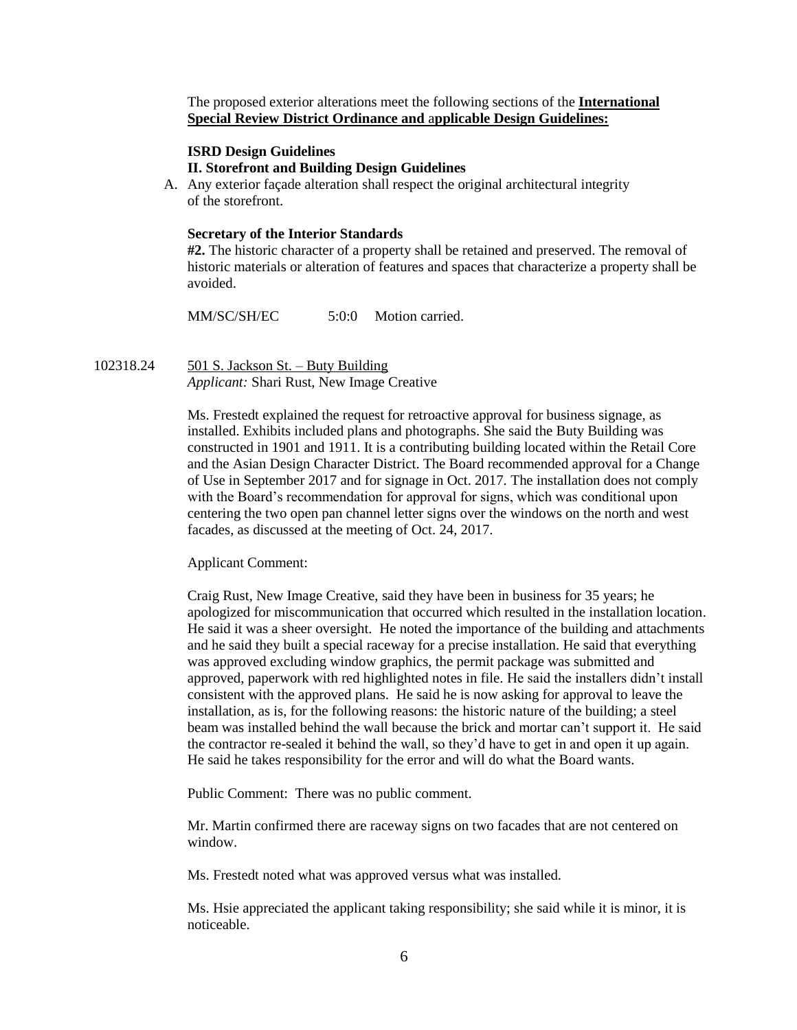The proposed exterior alterations meet the following sections of the **International Special Review District Ordinance and applicable Design Guidelines:**

**ISRD Design Guidelines**
**II. Storefront and Building Design Guidelines**

A. Any exterior façade alteration shall respect the original architectural integrity of the storefront.

**Secretary of the Interior Standards**
**#2.** The historic character of a property shall be retained and preserved. The removal of historic materials or alteration of features and spaces that characterize a property shall be avoided.

MM/SC/SH/EC 5:0:0 Motion carried.

102318.24 501 S. Jackson St. – Buty Building
*Applicant:* Shari Rust, New Image Creative

Ms. Frestedt explained the request for retroactive approval for business signage, as installed. Exhibits included plans and photographs. She said the Buty Building was constructed in 1901 and 1911. It is a contributing building located within the Retail Core and the Asian Design Character District. The Board recommended approval for a Change of Use in September 2017 and for signage in Oct. 2017. The installation does not comply with the Board's recommendation for approval for signs, which was conditional upon centering the two open pan channel letter signs over the windows on the north and west facades, as discussed at the meeting of Oct. 24, 2017.

Applicant Comment:

Craig Rust, New Image Creative, said they have been in business for 35 years; he apologized for miscommunication that occurred which resulted in the installation location. He said it was a sheer oversight. He noted the importance of the building and attachments and he said they built a special raceway for a precise installation. He said that everything was approved excluding window graphics, the permit package was submitted and approved, paperwork with red highlighted notes in file. He said the installers didn't install consistent with the approved plans. He said he is now asking for approval to leave the installation, as is, for the following reasons: the historic nature of the building; a steel beam was installed behind the wall because the brick and mortar can't support it. He said the contractor re-sealed it behind the wall, so they'd have to get in and open it up again. He said he takes responsibility for the error and will do what the Board wants.

Public Comment: There was no public comment.

Mr. Martin confirmed there are raceway signs on two facades that are not centered on window.

Ms. Frestedt noted what was approved versus what was installed.

Ms. Hsie appreciated the applicant taking responsibility; she said while it is minor, it is noticeable.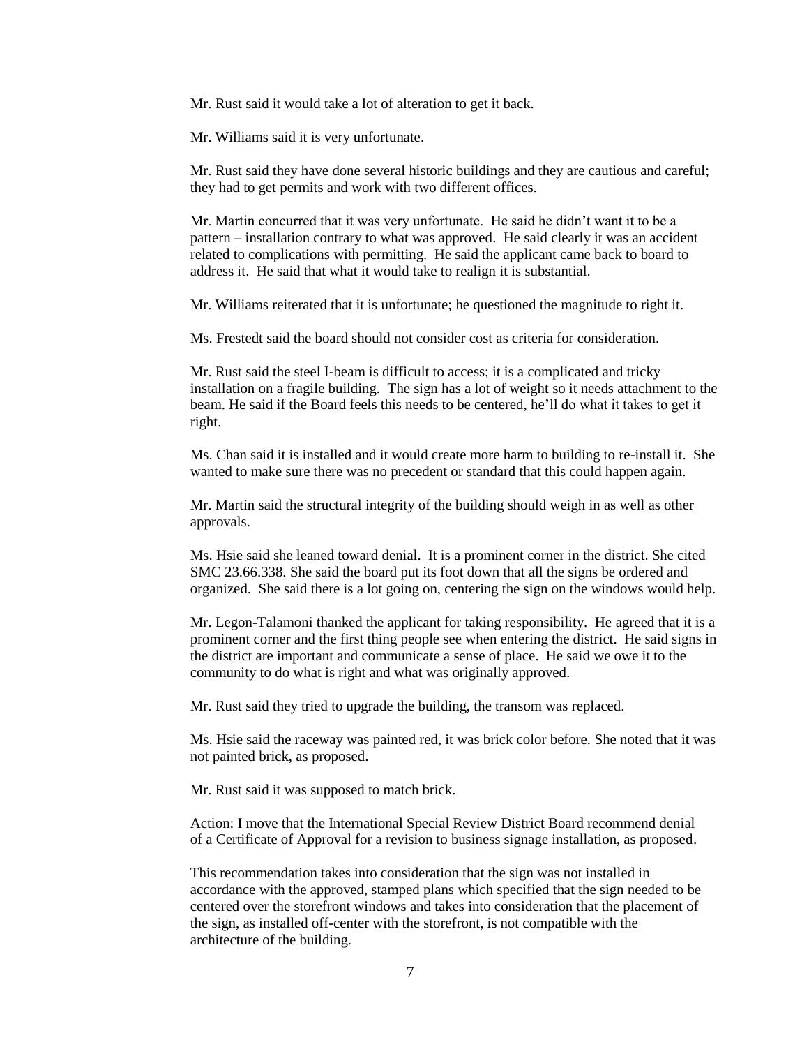Mr. Rust said it would take a lot of alteration to get it back.

Mr. Williams said it is very unfortunate.

Mr. Rust said they have done several historic buildings and they are cautious and careful; they had to get permits and work with two different offices.

Mr. Martin concurred that it was very unfortunate. He said he didn't want it to be a pattern – installation contrary to what was approved. He said clearly it was an accident related to complications with permitting. He said the applicant came back to board to address it. He said that what it would take to realign it is substantial.

Mr. Williams reiterated that it is unfortunate; he questioned the magnitude to right it.

Ms. Frestedt said the board should not consider cost as criteria for consideration.

Mr. Rust said the steel I-beam is difficult to access; it is a complicated and tricky installation on a fragile building. The sign has a lot of weight so it needs attachment to the beam. He said if the Board feels this needs to be centered, he'll do what it takes to get it right.

Ms. Chan said it is installed and it would create more harm to building to re-install it. She wanted to make sure there was no precedent or standard that this could happen again.

Mr. Martin said the structural integrity of the building should weigh in as well as other approvals.

Ms. Hsie said she leaned toward denial. It is a prominent corner in the district. She cited SMC 23.66.338. She said the board put its foot down that all the signs be ordered and organized. She said there is a lot going on, centering the sign on the windows would help.

Mr. Legon-Talamoni thanked the applicant for taking responsibility. He agreed that it is a prominent corner and the first thing people see when entering the district. He said signs in the district are important and communicate a sense of place. He said we owe it to the community to do what is right and what was originally approved.

Mr. Rust said they tried to upgrade the building, the transom was replaced.

Ms. Hsie said the raceway was painted red, it was brick color before. She noted that it was not painted brick, as proposed.

Mr. Rust said it was supposed to match brick.

Action: I move that the International Special Review District Board recommend denial of a Certificate of Approval for a revision to business signage installation, as proposed.

This recommendation takes into consideration that the sign was not installed in accordance with the approved, stamped plans which specified that the sign needed to be centered over the storefront windows and takes into consideration that the placement of the sign, as installed off-center with the storefront, is not compatible with the architecture of the building.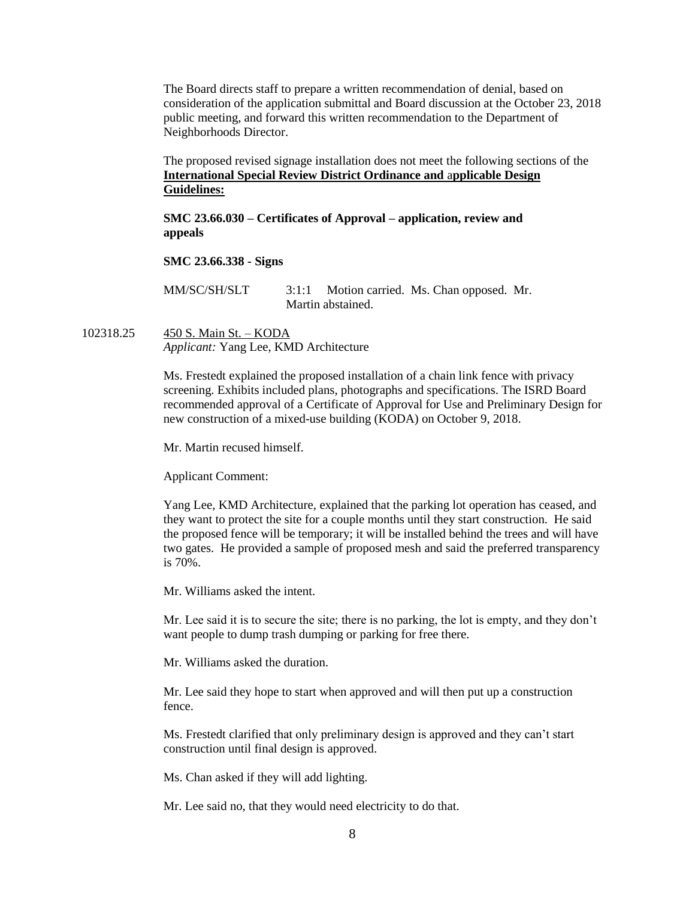The Board directs staff to prepare a written recommendation of denial, based on consideration of the application submittal and Board discussion at the October 23, 2018 public meeting, and forward this written recommendation to the Department of Neighborhoods Director.

The proposed revised signage installation does not meet the following sections of the **International Special Review District Ordinance and applicable Design Guidelines:**

**SMC 23.66.030 – Certificates of Approval – application, review and appeals**

**SMC 23.66.338 - Signs**

MM/SC/SH/SLT 3:1:1 Motion carried. Ms. Chan opposed. Mr. Martin abstained.

102318.25 450 S. Main St. – KODA
*Applicant:* Yang Lee, KMD Architecture

Ms. Frestedt explained the proposed installation of a chain link fence with privacy screening. Exhibits included plans, photographs and specifications. The ISRD Board recommended approval of a Certificate of Approval for Use and Preliminary Design for new construction of a mixed-use building (KODA) on October 9, 2018.

Mr. Martin recused himself.

Applicant Comment:

Yang Lee, KMD Architecture, explained that the parking lot operation has ceased, and they want to protect the site for a couple months until they start construction. He said the proposed fence will be temporary; it will be installed behind the trees and will have two gates. He provided a sample of proposed mesh and said the preferred transparency is 70%.

Mr. Williams asked the intent.

Mr. Lee said it is to secure the site; there is no parking, the lot is empty, and they don't want people to dump trash dumping or parking for free there.

Mr. Williams asked the duration.

Mr. Lee said they hope to start when approved and will then put up a construction fence.

Ms. Frestedt clarified that only preliminary design is approved and they can't start construction until final design is approved.

Ms. Chan asked if they will add lighting.

Mr. Lee said no, that they would need electricity to do that.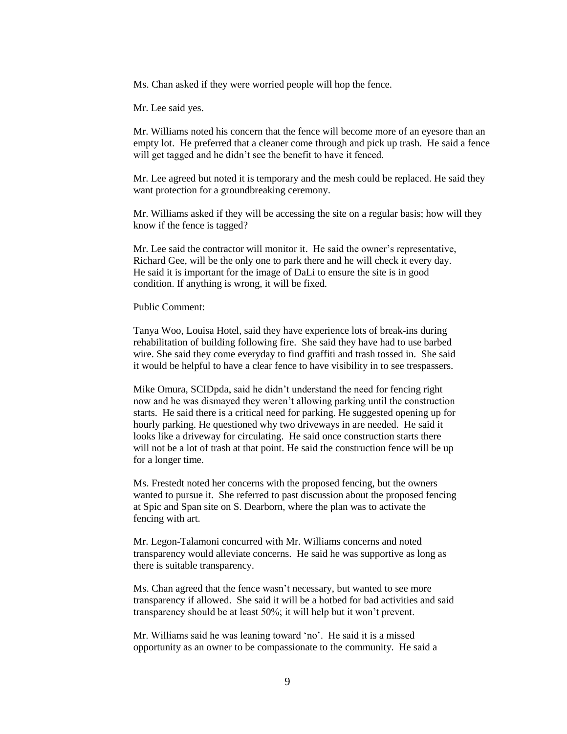Ms. Chan asked if they were worried people will hop the fence.

Mr. Lee said yes.

Mr. Williams noted his concern that the fence will become more of an eyesore than an empty lot. He preferred that a cleaner come through and pick up trash. He said a fence will get tagged and he didn't see the benefit to have it fenced.

Mr. Lee agreed but noted it is temporary and the mesh could be replaced. He said they want protection for a groundbreaking ceremony.

Mr. Williams asked if they will be accessing the site on a regular basis; how will they know if the fence is tagged?

Mr. Lee said the contractor will monitor it. He said the owner's representative, Richard Gee, will be the only one to park there and he will check it every day. He said it is important for the image of DaLi to ensure the site is in good condition. If anything is wrong, it will be fixed.

Public Comment:

Tanya Woo, Louisa Hotel, said they have experience lots of break-ins during rehabilitation of building following fire. She said they have had to use barbed wire. She said they come everyday to find graffiti and trash tossed in. She said it would be helpful to have a clear fence to have visibility in to see trespassers.

Mike Omura, SCIDpda, said he didn't understand the need for fencing right now and he was dismayed they weren't allowing parking until the construction starts. He said there is a critical need for parking. He suggested opening up for hourly parking. He questioned why two driveways in are needed. He said it looks like a driveway for circulating. He said once construction starts there will not be a lot of trash at that point. He said the construction fence will be up for a longer time.

Ms. Frestedt noted her concerns with the proposed fencing, but the owners wanted to pursue it. She referred to past discussion about the proposed fencing at Spic and Span site on S. Dearborn, where the plan was to activate the fencing with art.

Mr. Legon-Talamoni concurred with Mr. Williams concerns and noted transparency would alleviate concerns. He said he was supportive as long as there is suitable transparency.

Ms. Chan agreed that the fence wasn't necessary, but wanted to see more transparency if allowed. She said it will be a hotbed for bad activities and said transparency should be at least 50%; it will help but it won't prevent.

Mr. Williams said he was leaning toward 'no'. He said it is a missed opportunity as an owner to be compassionate to the community. He said a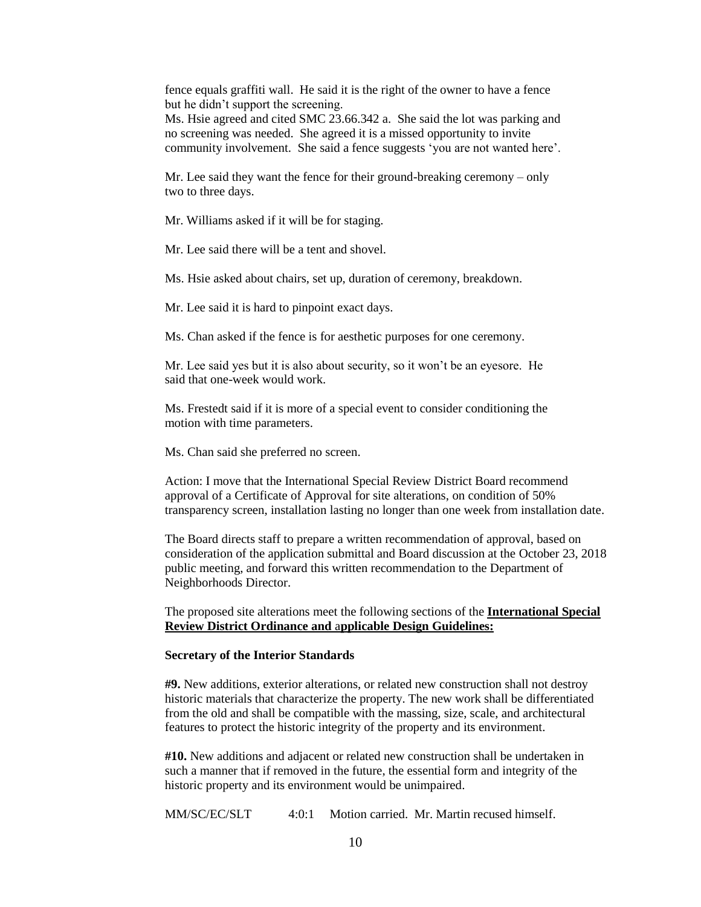fence equals graffiti wall. He said it is the right of the owner to have a fence but he didn't support the screening.
Ms. Hsie agreed and cited SMC 23.66.342 a. She said the lot was parking and no screening was needed. She agreed it is a missed opportunity to invite community involvement. She said a fence suggests 'you are not wanted here'.

Mr. Lee said they want the fence for their ground-breaking ceremony – only two to three days.

Mr. Williams asked if it will be for staging.

Mr. Lee said there will be a tent and shovel.

Ms. Hsie asked about chairs, set up, duration of ceremony, breakdown.

Mr. Lee said it is hard to pinpoint exact days.

Ms. Chan asked if the fence is for aesthetic purposes for one ceremony.

Mr. Lee said yes but it is also about security, so it won't be an eyesore. He said that one-week would work.

Ms. Frestedt said if it is more of a special event to consider conditioning the motion with time parameters.

Ms. Chan said she preferred no screen.

Action: I move that the International Special Review District Board recommend approval of a Certificate of Approval for site alterations, on condition of 50% transparency screen, installation lasting no longer than one week from installation date.

The Board directs staff to prepare a written recommendation of approval, based on consideration of the application submittal and Board discussion at the October 23, 2018 public meeting, and forward this written recommendation to the Department of Neighborhoods Director.

The proposed site alterations meet the following sections of the **<u>International Special Review District Ordinance and applicable Design Guidelines:</u>**

**Secretary of the Interior Standards**

**#9.** New additions, exterior alterations, or related new construction shall not destroy historic materials that characterize the property. The new work shall be differentiated from the old and shall be compatible with the massing, size, scale, and architectural features to protect the historic integrity of the property and its environment.

**#10.** New additions and adjacent or related new construction shall be undertaken in such a manner that if removed in the future, the essential form and integrity of the historic property and its environment would be unimpaired.

MM/SC/EC/SLT 4:0:1 Motion carried. Mr. Martin recused himself.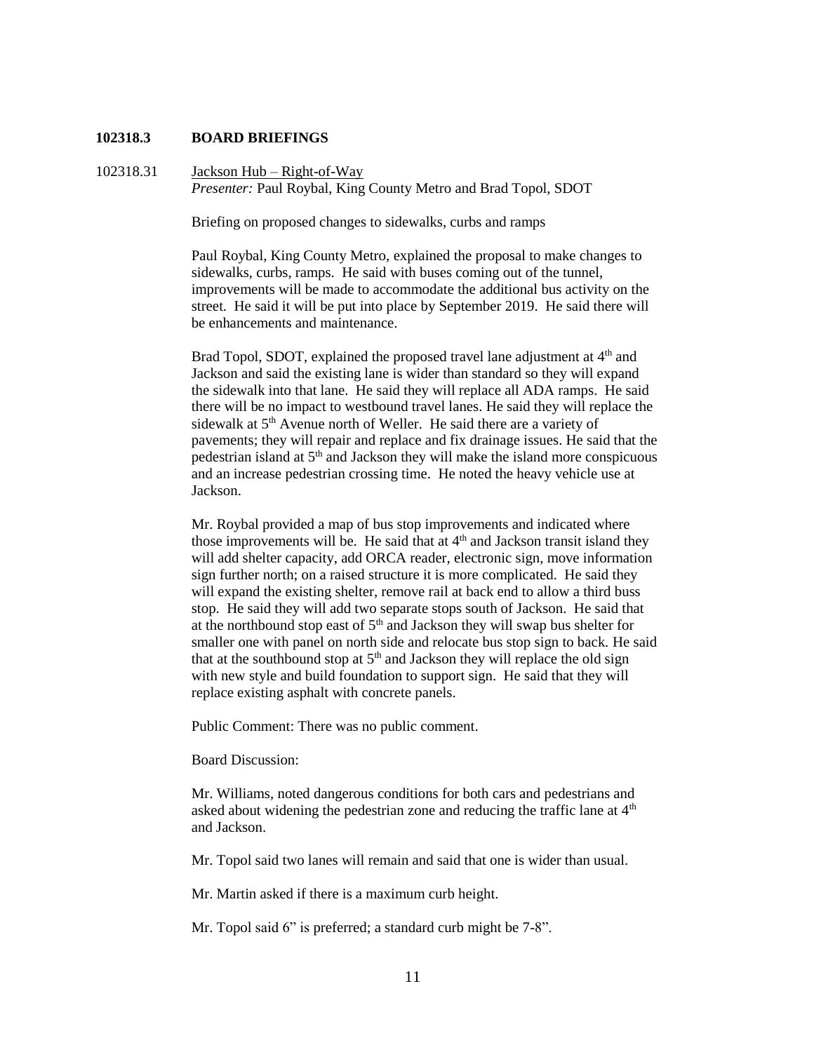**102318.3 BOARD BRIEFINGS**

102318.31 Jackson Hub – Right-of-Way

*Presenter:* Paul Roybal, King County Metro and Brad Topol, SDOT

Briefing on proposed changes to sidewalks, curbs and ramps

Paul Roybal, King County Metro, explained the proposal to make changes to sidewalks, curbs, ramps. He said with buses coming out of the tunnel, improvements will be made to accommodate the additional bus activity on the street. He said it will be put into place by September 2019. He said there will be enhancements and maintenance.

Brad Topol, SDOT, explained the proposed travel lane adjustment at 4th and Jackson and said the existing lane is wider than standard so they will expand the sidewalk into that lane. He said they will replace all ADA ramps. He said there will be no impact to westbound travel lanes. He said they will replace the sidewalk at 5th Avenue north of Weller. He said there are a variety of pavements; they will repair and replace and fix drainage issues. He said that the pedestrian island at 5th and Jackson they will make the island more conspicuous and an increase pedestrian crossing time. He noted the heavy vehicle use at Jackson.

Mr. Roybal provided a map of bus stop improvements and indicated where those improvements will be. He said that at 4th and Jackson transit island they will add shelter capacity, add ORCA reader, electronic sign, move information sign further north; on a raised structure it is more complicated. He said they will expand the existing shelter, remove rail at back end to allow a third buss stop. He said they will add two separate stops south of Jackson. He said that at the northbound stop east of 5th and Jackson they will swap bus shelter for smaller one with panel on north side and relocate bus stop sign to back. He said that at the southbound stop at 5th and Jackson they will replace the old sign with new style and build foundation to support sign. He said that they will replace existing asphalt with concrete panels.

Public Comment: There was no public comment.

Board Discussion:

Mr. Williams, noted dangerous conditions for both cars and pedestrians and asked about widening the pedestrian zone and reducing the traffic lane at 4th and Jackson.

Mr. Topol said two lanes will remain and said that one is wider than usual.

Mr. Martin asked if there is a maximum curb height.

Mr. Topol said 6" is preferred; a standard curb might be 7-8".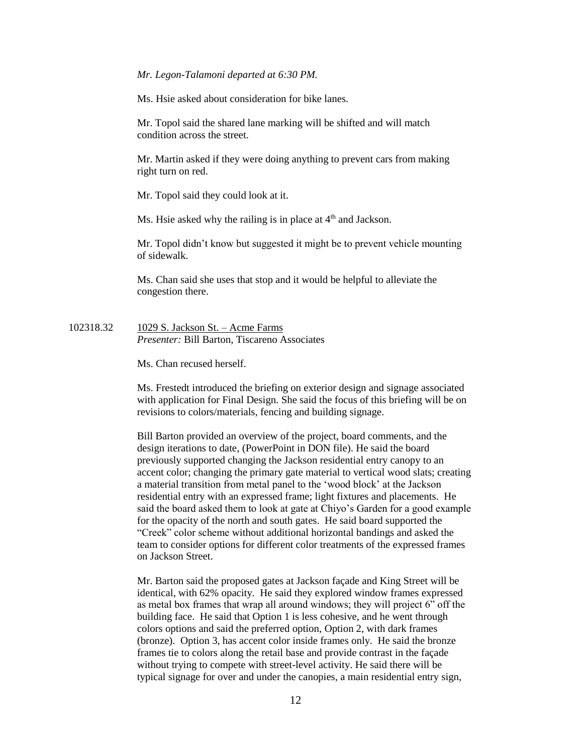*Mr. Legon-Talamoni departed at 6:30 PM.*

Ms. Hsie asked about consideration for bike lanes.

Mr. Topol said the shared lane marking will be shifted and will match condition across the street.

Mr. Martin asked if they were doing anything to prevent cars from making right turn on red.

Mr. Topol said they could look at it.

Ms. Hsie asked why the railing is in place at 4th and Jackson.

Mr. Topol didn't know but suggested it might be to prevent vehicle mounting of sidewalk.

Ms. Chan said she uses that stop and it would be helpful to alleviate the congestion there.

102318.32 1029 S. Jackson St. – Acme Farms
*Presenter:* Bill Barton, Tiscareno Associates

Ms. Chan recused herself.

Ms. Frestedt introduced the briefing on exterior design and signage associated with application for Final Design. She said the focus of this briefing will be on revisions to colors/materials, fencing and building signage.

Bill Barton provided an overview of the project, board comments, and the design iterations to date, (PowerPoint in DON file). He said the board previously supported changing the Jackson residential entry canopy to an accent color; changing the primary gate material to vertical wood slats; creating a material transition from metal panel to the 'wood block' at the Jackson residential entry with an expressed frame; light fixtures and placements. He said the board asked them to look at gate at Chiyo's Garden for a good example for the opacity of the north and south gates. He said board supported the "Creek" color scheme without additional horizontal bandings and asked the team to consider options for different color treatments of the expressed frames on Jackson Street.

Mr. Barton said the proposed gates at Jackson façade and King Street will be identical, with 62% opacity. He said they explored window frames expressed as metal box frames that wrap all around windows; they will project 6" off the building face. He said that Option 1 is less cohesive, and he went through colors options and said the preferred option, Option 2, with dark frames (bronze). Option 3, has accent color inside frames only. He said the bronze frames tie to colors along the retail base and provide contrast in the façade without trying to compete with street-level activity. He said there will be typical signage for over and under the canopies, a main residential entry sign,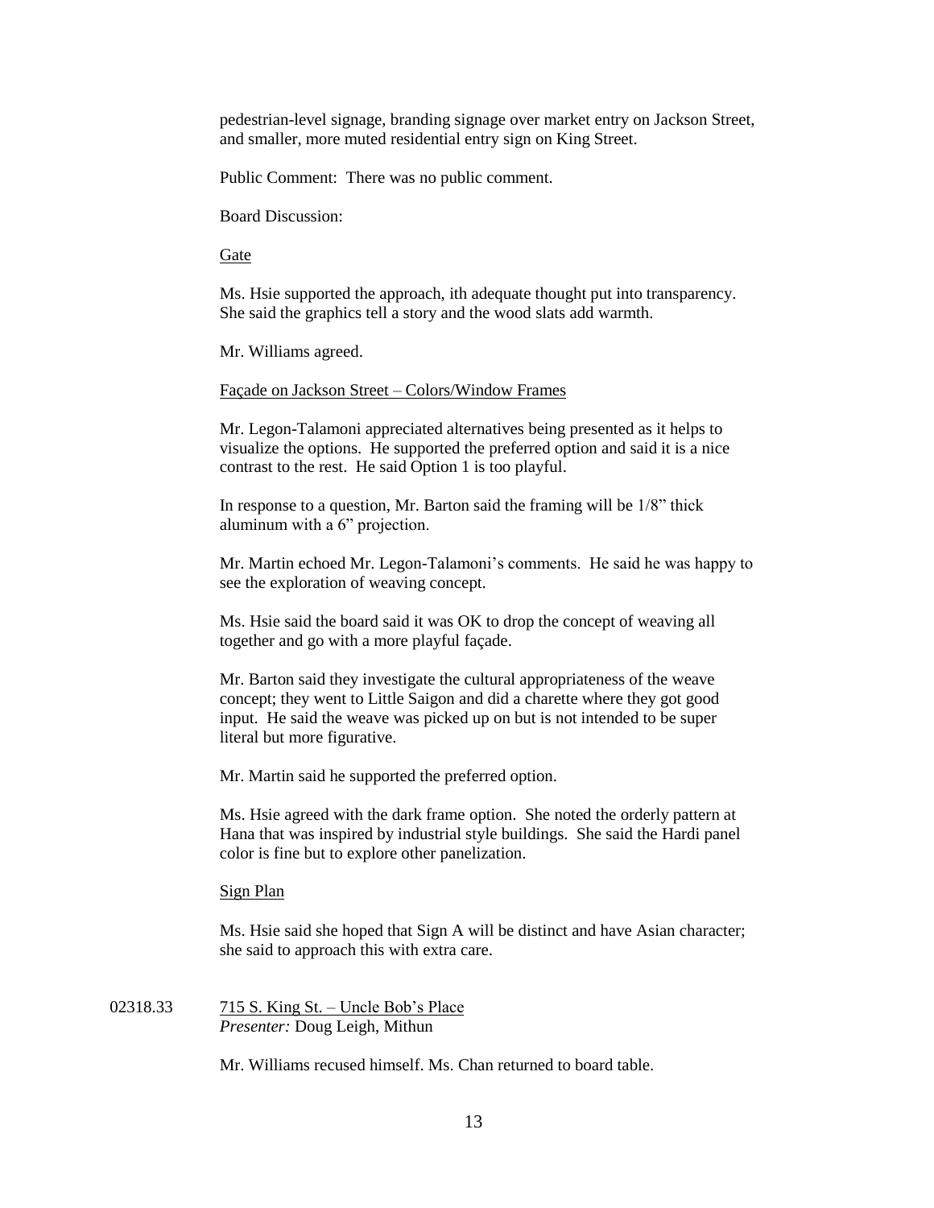pedestrian-level signage, branding signage over market entry on Jackson Street, and smaller, more muted residential entry sign on King Street.

Public Comment: There was no public comment.

Board Discussion:

Gate

Ms. Hsie supported the approach, ith adequate thought put into transparency. She said the graphics tell a story and the wood slats add warmth.

Mr. Williams agreed.

Façade on Jackson Street – Colors/Window Frames

Mr. Legon-Talamoni appreciated alternatives being presented as it helps to visualize the options. He supported the preferred option and said it is a nice contrast to the rest. He said Option 1 is too playful.

In response to a question, Mr. Barton said the framing will be 1/8" thick aluminum with a 6" projection.

Mr. Martin echoed Mr. Legon-Talamoni's comments. He said he was happy to see the exploration of weaving concept.

Ms. Hsie said the board said it was OK to drop the concept of weaving all together and go with a more playful façade.

Mr. Barton said they investigate the cultural appropriateness of the weave concept; they went to Little Saigon and did a charette where they got good input. He said the weave was picked up on but is not intended to be super literal but more figurative.

Mr. Martin said he supported the preferred option.

Ms. Hsie agreed with the dark frame option. She noted the orderly pattern at Hana that was inspired by industrial style buildings. She said the Hardi panel color is fine but to explore other panelization.

Sign Plan

Ms. Hsie said she hoped that Sign A will be distinct and have Asian character; she said to approach this with extra care.

02318.33 715 S. King St. – Uncle Bob's Place
*Presenter:* Doug Leigh, Mithun

Mr. Williams recused himself. Ms. Chan returned to board table.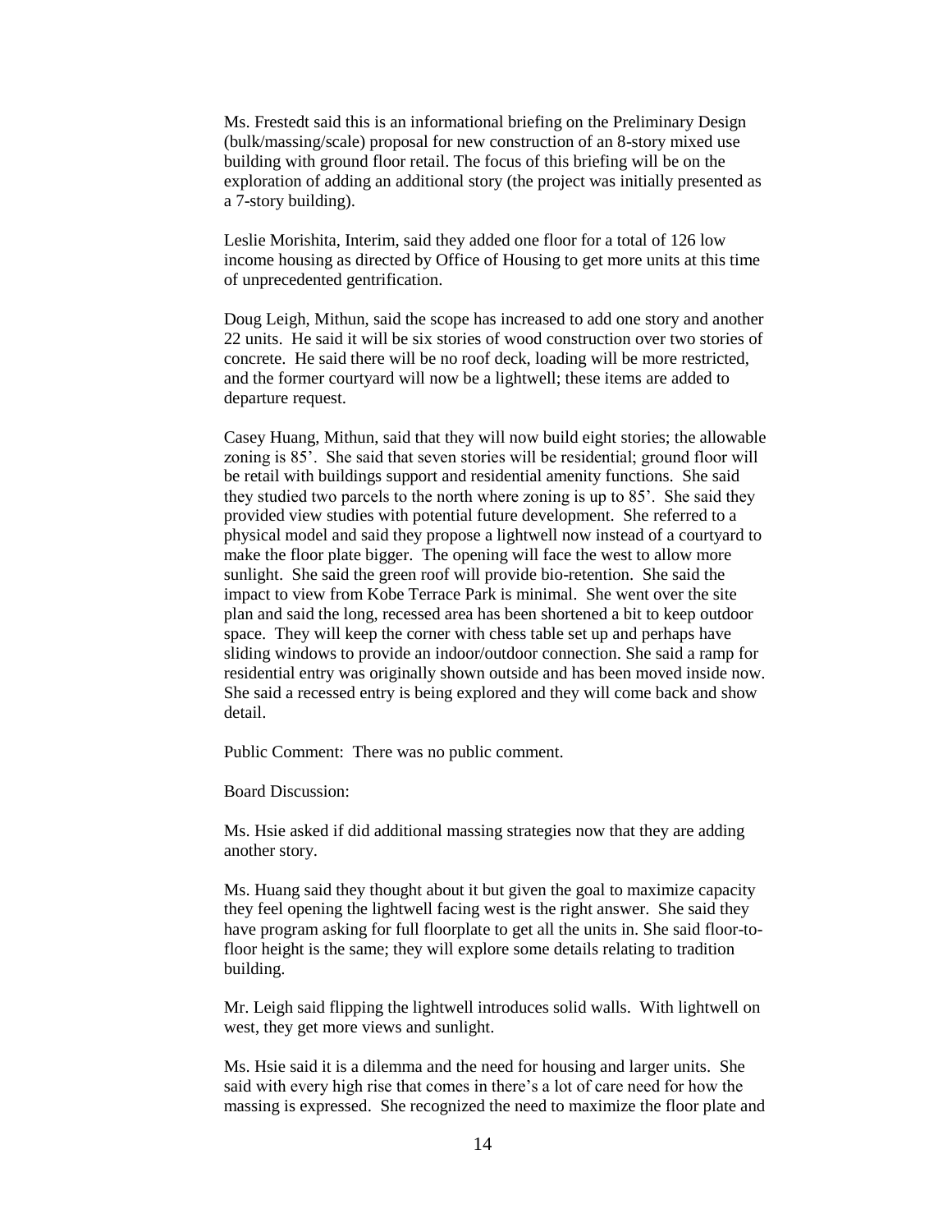Ms. Frestedt said this is an informational briefing on the Preliminary Design (bulk/massing/scale) proposal for new construction of an 8-story mixed use building with ground floor retail. The focus of this briefing will be on the exploration of adding an additional story (the project was initially presented as a 7-story building).

Leslie Morishita, Interim, said they added one floor for a total of 126 low income housing as directed by Office of Housing to get more units at this time of unprecedented gentrification.

Doug Leigh, Mithun, said the scope has increased to add one story and another 22 units. He said it will be six stories of wood construction over two stories of concrete. He said there will be no roof deck, loading will be more restricted, and the former courtyard will now be a lightwell; these items are added to departure request.

Casey Huang, Mithun, said that they will now build eight stories; the allowable zoning is 85'. She said that seven stories will be residential; ground floor will be retail with buildings support and residential amenity functions. She said they studied two parcels to the north where zoning is up to 85'. She said they provided view studies with potential future development. She referred to a physical model and said they propose a lightwell now instead of a courtyard to make the floor plate bigger. The opening will face the west to allow more sunlight. She said the green roof will provide bio-retention. She said the impact to view from Kobe Terrace Park is minimal. She went over the site plan and said the long, recessed area has been shortened a bit to keep outdoor space. They will keep the corner with chess table set up and perhaps have sliding windows to provide an indoor/outdoor connection. She said a ramp for residential entry was originally shown outside and has been moved inside now. She said a recessed entry is being explored and they will come back and show detail.

Public Comment: There was no public comment.

Board Discussion:

Ms. Hsie asked if did additional massing strategies now that they are adding another story.

Ms. Huang said they thought about it but given the goal to maximize capacity they feel opening the lightwell facing west is the right answer. She said they have program asking for full floorplate to get all the units in. She said floor-to-floor height is the same; they will explore some details relating to tradition building.

Mr. Leigh said flipping the lightwell introduces solid walls. With lightwell on west, they get more views and sunlight.

Ms. Hsie said it is a dilemma and the need for housing and larger units. She said with every high rise that comes in there's a lot of care need for how the massing is expressed. She recognized the need to maximize the floor plate and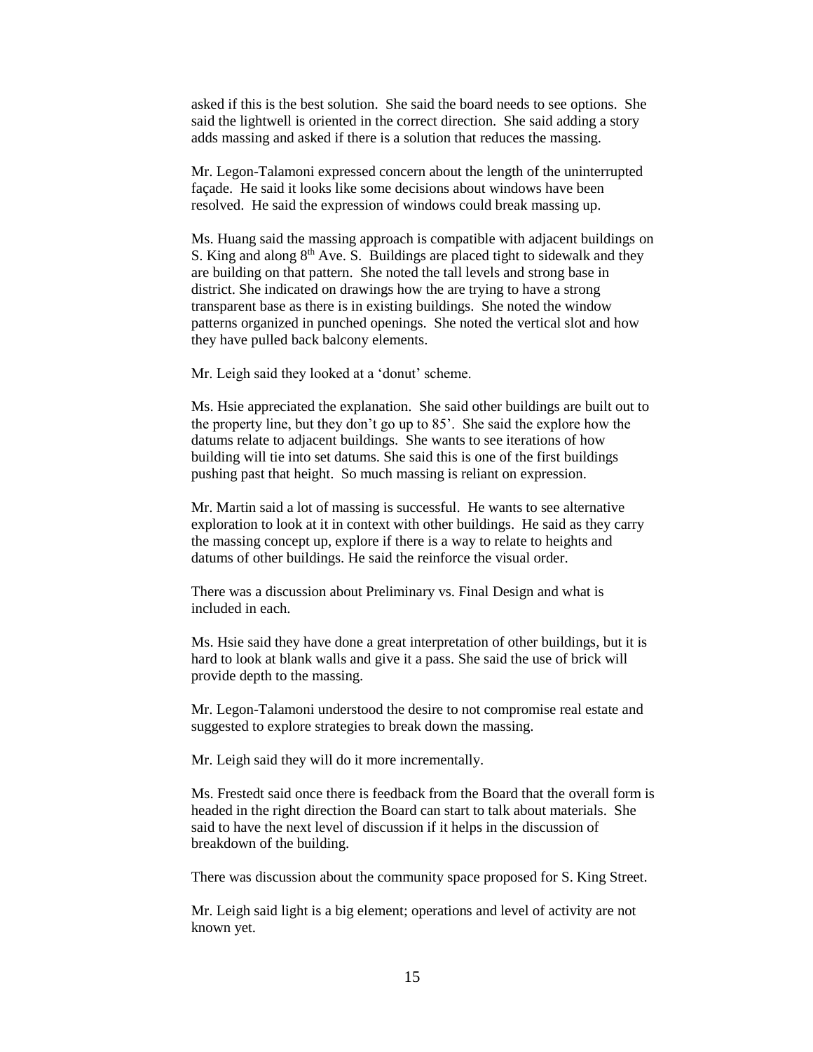asked if this is the best solution. She said the board needs to see options. She said the lightwell is oriented in the correct direction. She said adding a story adds massing and asked if there is a solution that reduces the massing.

Mr. Legon-Talamoni expressed concern about the length of the uninterrupted façade. He said it looks like some decisions about windows have been resolved. He said the expression of windows could break massing up.

Ms. Huang said the massing approach is compatible with adjacent buildings on S. King and along 8th Ave. S. Buildings are placed tight to sidewalk and they are building on that pattern. She noted the tall levels and strong base in district. She indicated on drawings how the are trying to have a strong transparent base as there is in existing buildings. She noted the window patterns organized in punched openings. She noted the vertical slot and how they have pulled back balcony elements.

Mr. Leigh said they looked at a 'donut' scheme.

Ms. Hsie appreciated the explanation. She said other buildings are built out to the property line, but they don't go up to 85'. She said the explore how the datums relate to adjacent buildings. She wants to see iterations of how building will tie into set datums. She said this is one of the first buildings pushing past that height. So much massing is reliant on expression.

Mr. Martin said a lot of massing is successful. He wants to see alternative exploration to look at it in context with other buildings. He said as they carry the massing concept up, explore if there is a way to relate to heights and datums of other buildings. He said the reinforce the visual order.

There was a discussion about Preliminary vs. Final Design and what is included in each.

Ms. Hsie said they have done a great interpretation of other buildings, but it is hard to look at blank walls and give it a pass. She said the use of brick will provide depth to the massing.

Mr. Legon-Talamoni understood the desire to not compromise real estate and suggested to explore strategies to break down the massing.

Mr. Leigh said they will do it more incrementally.

Ms. Frestedt said once there is feedback from the Board that the overall form is headed in the right direction the Board can start to talk about materials. She said to have the next level of discussion if it helps in the discussion of breakdown of the building.

There was discussion about the community space proposed for S. King Street.

Mr. Leigh said light is a big element; operations and level of activity are not known yet.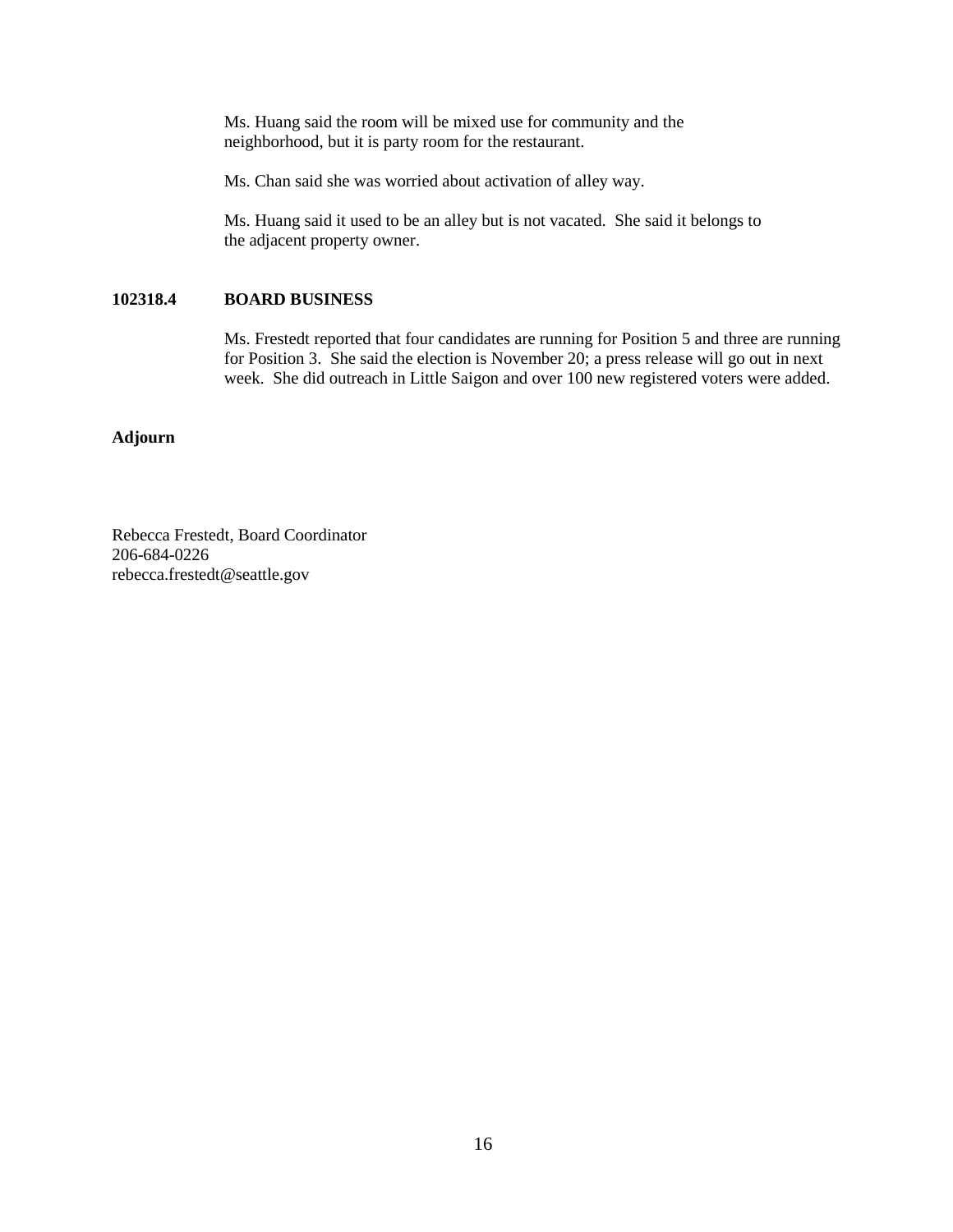Ms. Huang said the room will be mixed use for community and the neighborhood, but it is party room for the restaurant.

Ms. Chan said she was worried about activation of alley way.

Ms. Huang said it used to be an alley but is not vacated. She said it belongs to the adjacent property owner.

**102318.4 BOARD BUSINESS**

Ms. Frestedt reported that four candidates are running for Position 5 and three are running for Position 3. She said the election is November 20; a press release will go out in next week. She did outreach in Little Saigon and over 100 new registered voters were added.

**Adjourn**

Rebecca Frestedt, Board Coordinator
206-684-0226
rebecca.frestedt@seattle.gov